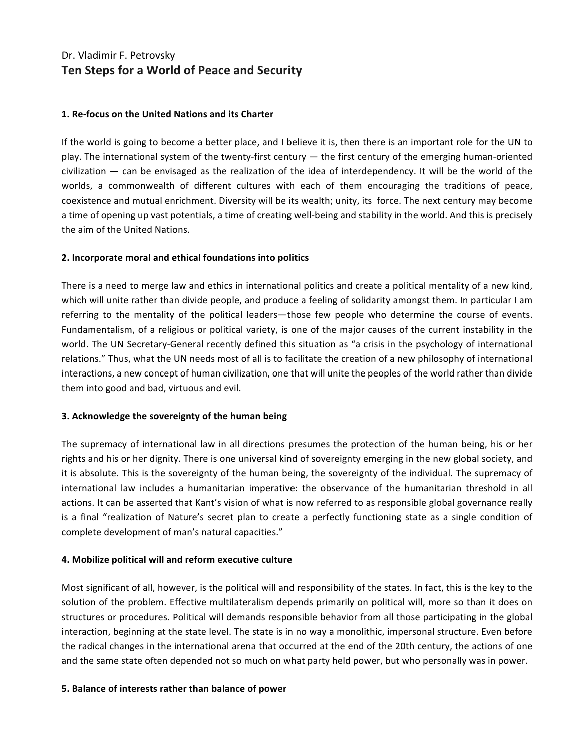Dr. Vladimir F. Petrovsky

# Ten Steps for a World of Peace and Security

### 1. Re-focus on the United Nations and its Charter

If the world is going to become a better place, and I believe it is, then there is an important role for the UN to play. The international system of the twenty-first century — the first century of the emerging human-oriented civilization — can be envisaged as the realization of the idea of interdependency. It will be the world of the worlds, a commonwealth of different cultures with each of them encouraging the traditions of peace, coexistence and mutual enrichment. Diversity will be its wealth; unity, its force. The next century may become a time of opening up vast potentials, a time of creating well-being and stability in the world. And this is precisely the aim of the United Nations.

### 2. Incorporate moral and ethical foundations into politics

There is a need to merge law and ethics in international politics and create a political mentality of a new kind, which will unite rather than divide people, and produce a feeling of solidarity amongst them. In particular I am referring to the mentality of the political leaders—those few people who determine the course of events. Fundamentalism, of a religious or political variety, is one of the major causes of the current instability in the world. The UN Secretary-General recently defined this situation as "a crisis in the psychology of international relations." Thus, what the UN needs most of all is to facilitate the creation of a new philosophy of international interactions, a new concept of human civilization, one that will unite the peoples of the world rather than divide them into good and bad, virtuous and evil.

### 3. Acknowledge the sovereignty of the human being

The supremacy of international law in all directions presumes the protection of the human being, his or her rights and his or her dignity. There is one universal kind of sovereignty emerging in the new global society, and it is absolute. This is the sovereignty of the human being, the sovereignty of the individual. The supremacy of international law includes a humanitarian imperative: the observance of the humanitarian threshold in all actions. It can be asserted that Kant's vision of what is now referred to as responsible global governance really is a final "realization of Nature's secret plan to create a perfectly functioning state as a single condition of complete development of man's natural capacities."

### 4. Mobilize political will and reform executive culture

Most significant of all, however, is the political will and responsibility of the states. In fact, this is the key to the solution of the problem. Effective multilateralism depends primarily on political will, more so than it does on structures or procedures. Political will demands responsible behavior from all those participating in the global interaction, beginning at the state level. The state is in no way a monolithic, impersonal structure. Even before the radical changes in the international arena that occurred at the end of the 20th century, the actions of one and the same state often depended not so much on what party held power, but who personally was in power.

### 5. Balance of interests rather than balance of power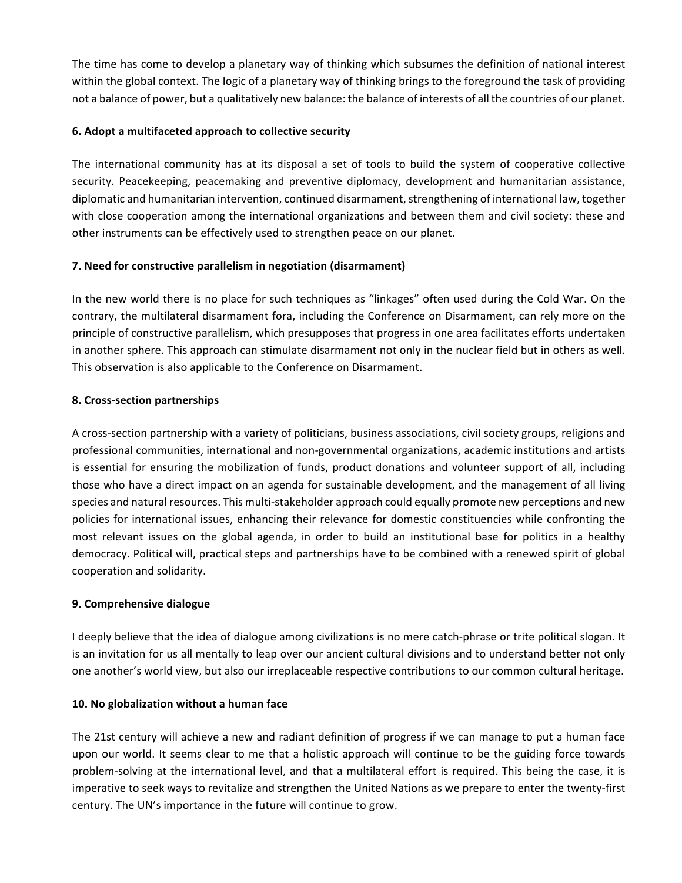The time has come to develop a planetary way of thinking which subsumes the definition of national interest within the global context. The logic of a planetary way of thinking brings to the foreground the task of providing not a balance of power, but a qualitatively new balance: the balance of interests of all the countries of our planet.

**6. Adopt a multifaceted approach to collective security**

The international community has at its disposal a set of tools to build the system of cooperative collective security. Peacekeeping, peacemaking and preventive diplomacy, development and humanitarian assistance, diplomatic and humanitarian intervention, continued disarmament, strengthening of international law, together with close cooperation among the international organizations and between them and civil society: these and other instruments can be effectively used to strengthen peace on our planet.

**7. Need for constructive parallelism in negotiation (disarmament)**

In the new world there is no place for such techniques as "linkages" often used during the Cold War. On the contrary, the multilateral disarmament fora, including the Conference on Disarmament, can rely more on the principle of constructive parallelism, which presupposes that progress in one area facilitates efforts undertaken in another sphere. This approach can stimulate disarmament not only in the nuclear field but in others as well. This observation is also applicable to the Conference on Disarmament.

**8. Cross-section partnerships**

A cross-section partnership with a variety of politicians, business associations, civil society groups, religions and professional communities, international and non-governmental organizations, academic institutions and artists is essential for ensuring the mobilization of funds, product donations and volunteer support of all, including those who have a direct impact on an agenda for sustainable development, and the management of all living species and natural resources. This multi-stakeholder approach could equally promote new perceptions and new policies for international issues, enhancing their relevance for domestic constituencies while confronting the most relevant issues on the global agenda, in order to build an institutional base for politics in a healthy democracy. Political will, practical steps and partnerships have to be combined with a renewed spirit of global cooperation and solidarity.

**9. Comprehensive dialogue**

I deeply believe that the idea of dialogue among civilizations is no mere catch-phrase or trite political slogan. It is an invitation for us all mentally to leap over our ancient cultural divisions and to understand better not only one another's world view, but also our irreplaceable respective contributions to our common cultural heritage.

**10. No globalization without a human face**

The 21st century will achieve a new and radiant definition of progress if we can manage to put a human face upon our world. It seems clear to me that a holistic approach will continue to be the guiding force towards problem-solving at the international level, and that a multilateral effort is required. This being the case, it is imperative to seek ways to revitalize and strengthen the United Nations as we prepare to enter the twenty-first century. The UN's importance in the future will continue to grow.